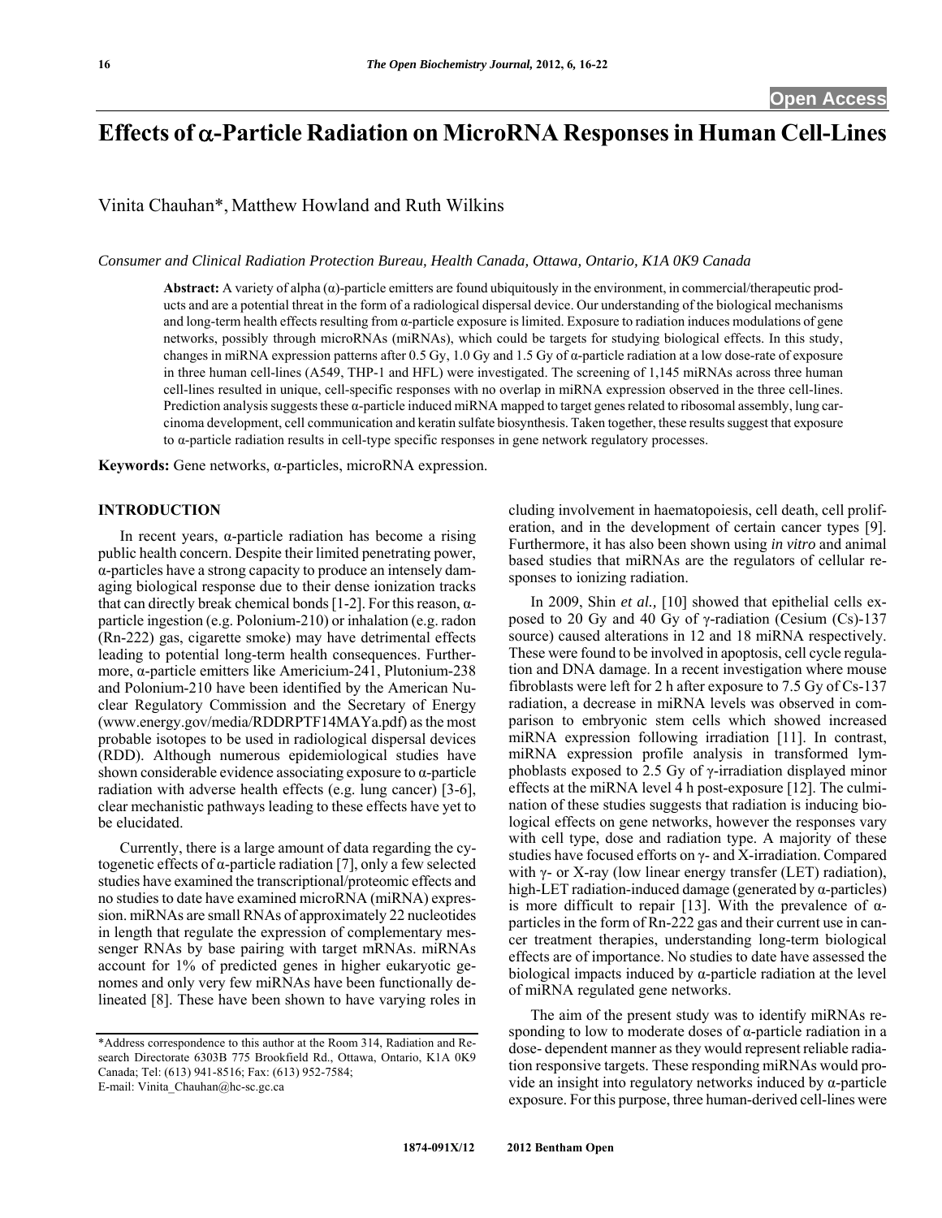# Effects of α-Particle Radiation on MicroRNA Responses in Human Cell-Lines

Vinita Chauhan*, Matthew Howland and Ruth Wilkins

*Consumer and Clinical Radiation Protection Bureau, Health Canada, Ottawa, Ontario, K1A 0K9 Canada*

**Abstract:** A variety of alpha (α)-particle emitters are found ubiquitously in the environment, in commercial/therapeutic products and are a potential threat in the form of a radiological dispersal device. Our understanding of the biological mechanisms and long-term health effects resulting from α-particle exposure is limited. Exposure to radiation induces modulations of gene networks, possibly through microRNAs (miRNAs), which could be targets for studying biological effects. In this study, changes in miRNA expression patterns after 0.5 Gy, 1.0 Gy and 1.5 Gy of α-particle radiation at a low dose-rate of exposure in three human cell-lines (A549, THP-1 and HFL) were investigated. The screening of 1,145 miRNAs across three human cell-lines resulted in unique, cell-specific responses with no overlap in miRNA expression observed in the three cell-lines. Prediction analysis suggests these α-particle induced miRNA mapped to target genes related to ribosomal assembly, lung carcinoma development, cell communication and keratin sulfate biosynthesis. Taken together, these results suggest that exposure to α-particle radiation results in cell-type specific responses in gene network regulatory processes.

**Keywords:** Gene networks, α-particles, microRNA expression.

## INTRODUCTION

In recent years, α-particle radiation has become a rising public health concern. Despite their limited penetrating power, α-particles have a strong capacity to produce an intensely damaging biological response due to their dense ionization tracks that can directly break chemical bonds [1-2]. For this reason, α-particle ingestion (e.g. Polonium-210) or inhalation (e.g. radon (Rn-222) gas, cigarette smoke) may have detrimental effects leading to potential long-term health consequences. Furthermore, α-particle emitters like Americium-241, Plutonium-238 and Polonium-210 have been identified by the American Nuclear Regulatory Commission and the Secretary of Energy (www.energy.gov/media/RDDRPTF14MAYa.pdf) as the most probable isotopes to be used in radiological dispersal devices (RDD). Although numerous epidemiological studies have shown considerable evidence associating exposure to α-particle radiation with adverse health effects (e.g. lung cancer) [3-6], clear mechanistic pathways leading to these effects have yet to be elucidated.

Currently, there is a large amount of data regarding the cytogenetic effects of α-particle radiation [7], only a few selected studies have examined the transcriptional/proteomic effects and no studies to date have examined microRNA (miRNA) expression. miRNAs are small RNAs of approximately 22 nucleotides in length that regulate the expression of complementary messenger RNAs by base pairing with target mRNAs. miRNAs account for 1% of predicted genes in higher eukaryotic genomes and only very few miRNAs have been functionally delineated [8]. These have been shown to have varying roles in including involvement in haematopoiesis, cell death, cell proliferation, and in the development of certain cancer types [9]. Furthermore, it has also been shown using *in vitro* and animal based studies that miRNAs are the regulators of cellular responses to ionizing radiation.

In 2009, Shin *et al.,* [10] showed that epithelial cells exposed to 20 Gy and 40 Gy of γ-radiation (Cesium (Cs)-137 source) caused alterations in 12 and 18 miRNA respectively. These were found to be involved in apoptosis, cell cycle regulation and DNA damage. In a recent investigation where mouse fibroblasts were left for 2 h after exposure to 7.5 Gy of Cs-137 radiation, a decrease in miRNA levels was observed in comparison to embryonic stem cells which showed increased miRNA expression following irradiation [11]. In contrast, miRNA expression profile analysis in transformed lymphoblasts exposed to 2.5 Gy of γ-irradiation displayed minor effects at the miRNA level 4 h post-exposure [12]. The culmination of these studies suggests that radiation is inducing biological effects on gene networks, however the responses vary with cell type, dose and radiation type. A majority of these studies have focused efforts on γ- and X-irradiation. Compared with γ- or X-ray (low linear energy transfer (LET) radiation), high-LET radiation-induced damage (generated by α-particles) is more difficult to repair [13]. With the prevalence of α-particles in the form of Rn-222 gas and their current use in cancer treatment therapies, understanding long-term biological effects are of importance. No studies to date have assessed the biological impacts induced by α-particle radiation at the level of miRNA regulated gene networks.

The aim of the present study was to identify miRNAs responding to low to moderate doses of α-particle radiation in a dose- dependent manner as they would represent reliable radiation responsive targets. These responding miRNAs would provide an insight into regulatory networks induced by α-particle exposure. For this purpose, three human-derived cell-lines were

*Address correspondence to this author at the Room 314, Radiation and Research Directorate 6303B 775 Brookfield Rd., Ottawa, Ontario, K1A 0K9 Canada; Tel: (613) 941-8516; Fax: (613) 952-7584; E-mail: Vinita_Chauhan@hc-sc.gc.ca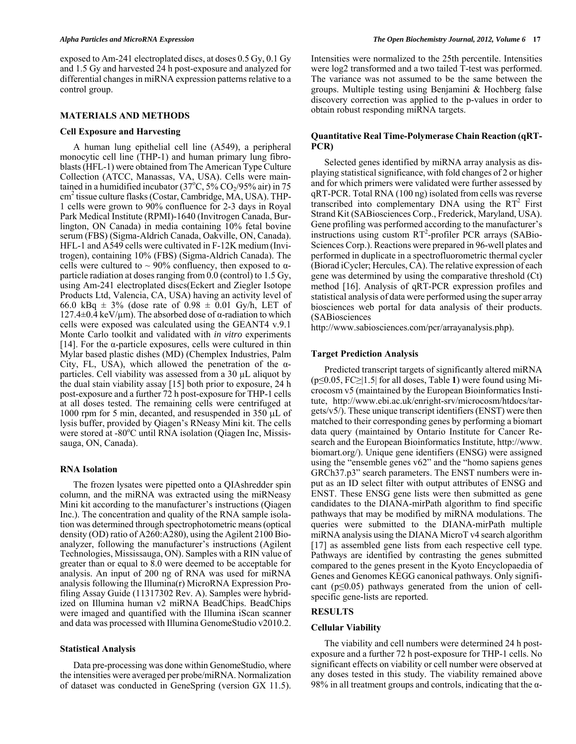exposed to Am-241 electroplated discs, at doses 0.5 Gy, 0.1 Gy and 1.5 Gy and harvested 24 h post-exposure and analyzed for differential changes in miRNA expression patterns relative to a control group.

## MATERIALS AND METHODS

### Cell Exposure and Harvesting

A human lung epithelial cell line (A549), a peripheral monocytic cell line (THP-1) and human primary lung fibroblasts (HFL-1) were obtained from The American Type Culture Collection (ATCC, Manassas, VA, USA). Cells were maintained in a humidified incubator (37°C, 5% $CO_2$/95% air) in 75 $cm^2$ tissue culture flasks (Costar, Cambridge, MA, USA). THP-1 cells were grown to 90% confluence for 2-3 days in Royal Park Medical Institute (RPMI)-1640 (Invitrogen Canada, Burlington, ON Canada) in media containing 10% fetal bovine serum (FBS) (Sigma-Aldrich Canada, Oakville, ON, Canada). HFL-1 and A549 cells were cultivated in F-12K medium (Invitrogen), containing 10% (FBS) (Sigma-Aldrich Canada). The cells were cultured to ~ 90% confluency, then exposed to α-particle radiation at doses ranging from 0.0 (control) to 1.5 Gy, using Am-241 electroplated discs(Eckert and Ziegler Isotope Products Ltd, Valencia, CA, USA) having an activity level of 66.0 kBq ± 3% (dose rate of 0.98 ± 0.01 Gy/h, LET of 127.4±0.4 keV/μm). The absorbed dose of α-radiation to which cells were exposed was calculated using the GEANT4 v.9.1 Monte Carlo toolkit and validated with *in vitro* experiments [14]. For the α-particle exposures, cells were cultured in thin Mylar based plastic dishes (MD) (Chemplex Industries, Palm City, FL, USA), which allowed the penetration of the α-particles. Cell viability was assessed from a 30 μL aliquot by the dual stain viability assay [15] both prior to exposure, 24 h post-exposure and a further 72 h post-exposure for THP-1 cells at all doses tested. The remaining cells were centrifuged at 1000 rpm for 5 min, decanted, and resuspended in 350 μL of lysis buffer, provided by Qiagen's RNeasy Mini kit. The cells were stored at -80°C until RNA isolation (Qiagen Inc, Mississauga, ON, Canada).

### RNA Isolation

The frozen lysates were pipetted onto a QIAshredder spin column, and the miRNA was extracted using the miRNeasy Mini kit according to the manufacturer's instructions (Qiagen Inc.). The concentration and quality of the RNA sample isolation was determined through spectrophotometric means (optical density (OD) ratio of A260:A280), using the Agilent 2100 Bioanalyzer, following the manufacturer's instructions (Agilent Technologies, Mississauga, ON). Samples with a RIN value of greater than or equal to 8.0 were deemed to be acceptable for analysis. An input of 200 ng of RNA was used for miRNA analysis following the Illumina(r) MicroRNA Expression Profiling Assay Guide (11317302 Rev. A). Samples were hybridized on Illumina human v2 miRNA BeadChips. BeadChips were imaged and quantified with the Illumina iScan scanner and data was processed with Illumina GenomeStudio v2010.2.

### Statistical Analysis

Data pre-processing was done within GenomeStudio, where the intensities were averaged per probe/miRNA. Normalization of dataset was conducted in GeneSpring (version GX 11.5). Intensities were normalized to the 25th percentile. Intensities were log2 transformed and a two tailed T-test was performed. The variance was not assumed to be the same between the groups. Multiple testing using Benjamini & Hochberg false discovery correction was applied to the p-values in order to obtain robust responding miRNA targets.

### Quantitative Real Time-Polymerase Chain Reaction (qRT-PCR)

Selected genes identified by miRNA array analysis as displaying statistical significance, with fold changes of 2 or higher and for which primers were validated were further assessed by qRT-PCR. Total RNA (100 ng) isolated from cells was reverse transcribed into complementary DNA using the $RT^2$ First Strand Kit (SABiosciences Corp., Frederick, Maryland, USA). Gene profiling was performed according to the manufacturer's instructions using custom $RT^2$-profiler PCR arrays (SABioSciences Corp.). Reactions were prepared in 96-well plates and performed in duplicate in a spectrofluorometric thermal cycler (Biorad iCycler; Hercules, CA). The relative expression of each gene was determined by using the comparative threshold (Ct) method [16]. Analysis of qRT-PCR expression profiles and statistical analysis of data were performed using the super array biosciences web portal for data analysis of their products. (SABiosciences http://www.sabiosciences.com/pcr/arrayanalysis.php).

### Target Prediction Analysis

Predicted transcript targets of significantly altered miRNA ($p \leq 0.05$, FC≥|1.5| for all doses, Table **1**) were found using Microcosm v5 (maintained by the European Bioinformatics Institute, http://www.ebi.ac.uk/enright-srv/microcosm/htdocs/targets/v5/). These unique transcript identifiers (ENST) were then matched to their corresponding genes by performing a biomart data query (maintained by Ontario Institute for Cancer Research and the European Bioinformatics Institute, http://www.biomart.org/). Unique gene identifiers (ENSG) were assigned using the "ensemble genes v62" and the "homo sapiens genes GRCh37.p3" search parameters. The ENST numbers were input as an ID select filter with output attributes of ENSG and ENST. These ENSG gene lists were then submitted as gene candidates to the DIANA-mirPath algorithm to find specific pathways that may be modified by miRNA modulations. The queries were submitted to the DIANA-mirPath multiple miRNA analysis using the DIANA MicroT v4 search algorithm [17] as assembled gene lists from each respective cell type. Pathways are identified by contrasting the genes submitted compared to the genes present in the Kyoto Encyclopaedia of Genes and Genomes KEGG canonical pathways. Only significant ($p \leq 0.05$) pathways generated from the union of cell-specific gene-lists are reported.

## RESULTS

### Cellular Viability

The viability and cell numbers were determined 24 h post-exposure and a further 72 h post-exposure for THP-1 cells. No significant effects on viability or cell number were observed at any doses tested in this study. The viability remained above 98% in all treatment groups and controls, indicating that the α-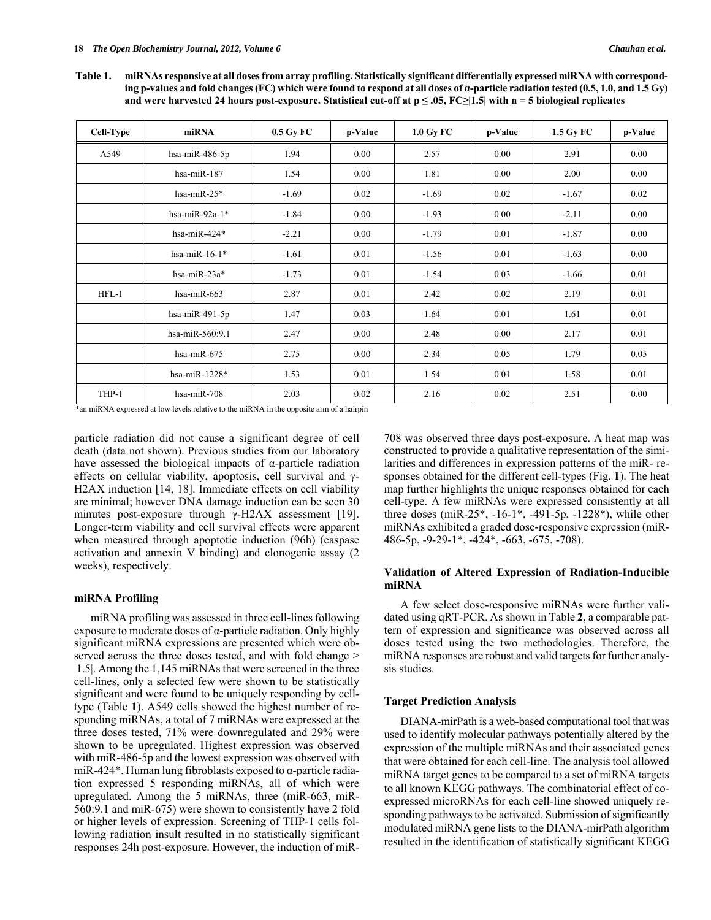**Table 1. miRNAs responsive at all doses from array profiling. Statistically significant differentially expressed miRNA with corresponding p-values and fold changes (FC) which were found to respond at all doses of α-particle radiation tested (0.5, 1.0, and 1.5 Gy) and were harvested 24 hours post-exposure. Statistical cut-off at p ≤ .05, FC≥|1.5| with n = 5 biological replicates**

| Cell-Type | miRNA | 0.5 Gy FC | p-Value | 1.0 Gy FC | p-Value | 1.5 Gy FC | p-Value |
|---|---|---|---|---|---|---|---|
| A549 | hsa-miR-486-5p | 1.94 | 0.00 | 2.57 | 0.00 | 2.91 | 0.00 |
| | hsa-miR-187 | 1.54 | 0.00 | 1.81 | 0.00 | 2.00 | 0.00 |
| | hsa-miR-25* | -1.69 | 0.02 | -1.69 | 0.02 | -1.67 | 0.02 |
| | hsa-miR-92a-1* | -1.84 | 0.00 | -1.93 | 0.00 | -2.11 | 0.00 |
| | hsa-miR-424* | -2.21 | 0.00 | -1.79 | 0.01 | -1.87 | 0.00 |
| | hsa-miR-16-1* | -1.61 | 0.01 | -1.56 | 0.01 | -1.63 | 0.00 |
| | hsa-miR-23a* | -1.73 | 0.01 | -1.54 | 0.03 | -1.66 | 0.01 |
| HFL-1 | hsa-miR-663 | 2.87 | 0.01 | 2.42 | 0.02 | 2.19 | 0.01 |
| | hsa-miR-491-5p | 1.47 | 0.03 | 1.64 | 0.01 | 1.61 | 0.01 |
| | hsa-miR-560:9.1 | 2.47 | 0.00 | 2.48 | 0.00 | 2.17 | 0.01 |
| | hsa-miR-675 | 2.75 | 0.00 | 2.34 | 0.05 | 1.79 | 0.05 |
| | hsa-miR-1228* | 1.53 | 0.01 | 1.54 | 0.01 | 1.58 | 0.01 |
| THP-1 | hsa-miR-708 | 2.03 | 0.02 | 2.16 | 0.02 | 2.51 | 0.00 |

*an miRNA expressed at low levels relative to the miRNA in the opposite arm of a hairpin

particle radiation did not cause a significant degree of cell death (data not shown). Previous studies from our laboratory have assessed the biological impacts of α-particle radiation effects on cellular viability, apoptosis, cell survival and γ-H2AX induction [14, 18]. Immediate effects on cell viability are minimal; however DNA damage induction can be seen 30 minutes post-exposure through γ-H2AX assessment [19]. Longer-term viability and cell survival effects were apparent when measured through apoptotic induction (96h) (caspase activation and annexin V binding) and clonogenic assay (2 weeks), respectively.

### miRNA Profiling

miRNA profiling was assessed in three cell-lines following exposure to moderate doses of α-particle radiation. Only highly significant miRNA expressions are presented which were observed across the three doses tested, and with fold change > |1.5|. Among the 1,145 miRNAs that were screened in the three cell-lines, only a selected few were shown to be statistically significant and were found to be uniquely responding by cell-type (Table **1**). A549 cells showed the highest number of responding miRNAs, a total of 7 miRNAs were expressed at the three doses tested, 71% were downregulated and 29% were shown to be upregulated. Highest expression was observed with miR-486-5p and the lowest expression was observed with miR-424*. Human lung fibroblasts exposed to α-particle radiation expressed 5 responding miRNAs, all of which were upregulated. Among the 5 miRNAs, three (miR-663, miR-560:9.1 and miR-675) were shown to consistently have 2 fold or higher levels of expression. Screening of THP-1 cells following radiation insult resulted in no statistically significant responses 24h post-exposure. However, the induction of miR-708 was observed three days post-exposure. A heat map was constructed to provide a qualitative representation of the similarities and differences in expression patterns of the miR- responses obtained for the different cell-types (Fig. **1**). The heat map further highlights the unique responses obtained for each cell-type. A few miRNAs were expressed consistently at all three doses (miR-25*, -16-1*, -491-5p, -1228*), while other miRNAs exhibited a graded dose-responsive expression (miR-486-5p, -9-29-1*, -424*, -663, -675, -708).

### Validation of Altered Expression of Radiation-Inducible miRNA

A few select dose-responsive miRNAs were further validated using qRT-PCR. As shown in Table **2**, a comparable pattern of expression and significance was observed across all doses tested using the two methodologies. Therefore, the miRNA responses are robust and valid targets for further analysis studies.

### Target Prediction Analysis

DIANA-mirPath is a web-based computational tool that was used to identify molecular pathways potentially altered by the expression of the multiple miRNAs and their associated genes that were obtained for each cell-line. The analysis tool allowed miRNA target genes to be compared to a set of miRNA targets to all known KEGG pathways. The combinatorial effect of co-expressed microRNAs for each cell-line showed uniquely responding pathways to be activated. Submission of significantly modulated miRNA gene lists to the DIANA-mirPath algorithm resulted in the identification of statistically significant KEGG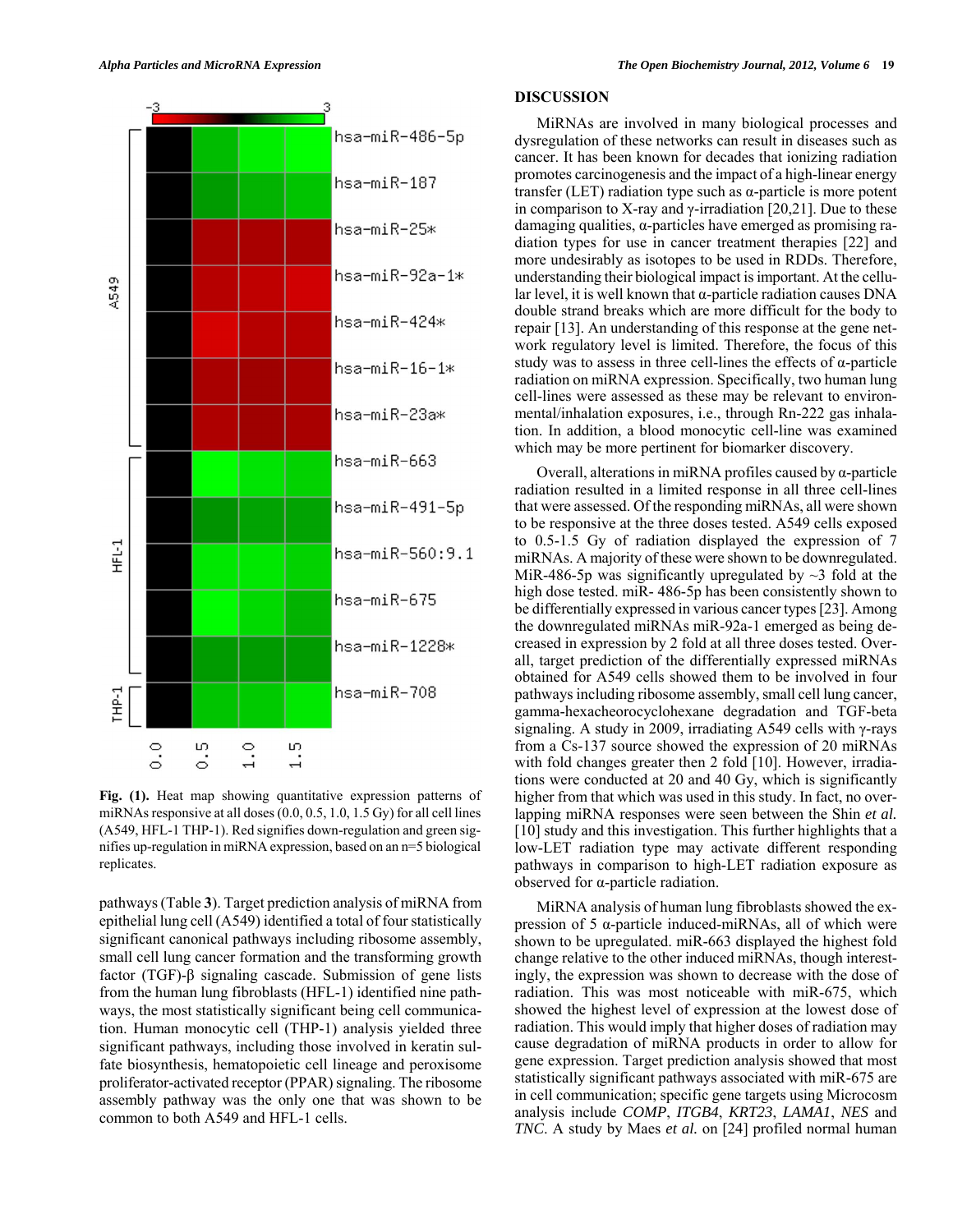Fig. (1). Heat map showing quantitative expression patterns of miRNAs responsive at all doses (0.0, 0.5, 1.0, 1.5 Gy) for all cell lines (A549, HFL-1 THP-1). Red signifies down-regulation and green signifies up-regulation in miRNA expression, based on an n=5 biological replicates.

pathways (Table **3**). Target prediction analysis of miRNA from epithelial lung cell (A549) identified a total of four statistically significant canonical pathways including ribosome assembly, small cell lung cancer formation and the transforming growth factor (TGF)-β signaling cascade. Submission of gene lists from the human lung fibroblasts (HFL-1) identified nine pathways, the most statistically significant being cell communication. Human monocytic cell (THP-1) analysis yielded three significant pathways, including those involved in keratin sulfate biosynthesis, hematopoietic cell lineage and peroxisome proliferator-activated receptor (PPAR) signaling. The ribosome assembly pathway was the only one that was shown to be common to both A549 and HFL-1 cells.

## DISCUSSION

MiRNAs are involved in many biological processes and dysregulation of these networks can result in diseases such as cancer. It has been known for decades that ionizing radiation promotes carcinogenesis and the impact of a high-linear energy transfer (LET) radiation type such as α-particle is more potent in comparison to X-ray and γ-irradiation [20,21]. Due to these damaging qualities, α-particles have emerged as promising radiation types for use in cancer treatment therapies [22] and more undesirably as isotopes to be used in RDDs. Therefore, understanding their biological impact is important. At the cellular level, it is well known that α-particle radiation causes DNA double strand breaks which are more difficult for the body to repair [13]. An understanding of this response at the gene network regulatory level is limited. Therefore, the focus of this study was to assess in three cell-lines the effects of α-particle radiation on miRNA expression. Specifically, two human lung cell-lines were assessed as these may be relevant to environmental/inhalation exposures, i.e., through Rn-222 gas inhalation. In addition, a blood monocytic cell-line was examined which may be more pertinent for biomarker discovery.

Overall, alterations in miRNA profiles caused by α-particle radiation resulted in a limited response in all three cell-lines that were assessed. Of the responding miRNAs, all were shown to be responsive at the three doses tested. A549 cells exposed to 0.5-1.5 Gy of radiation displayed the expression of 7 miRNAs. A majority of these were shown to be downregulated. MiR-486-5p was significantly upregulated by ~3 fold at the high dose tested. miR- 486-5p has been consistently shown to be differentially expressed in various cancer types [23]. Among the downregulated miRNAs miR-92a-1 emerged as being decreased in expression by 2 fold at all three doses tested. Overall, target prediction of the differentially expressed miRNAs obtained for A549 cells showed them to be involved in four pathways including ribosome assembly, small cell lung cancer, gamma-hexacheorocyclohexane degradation and TGF-beta signaling. A study in 2009, irradiating A549 cells with γ-rays from a Cs-137 source showed the expression of 20 miRNAs with fold changes greater then 2 fold [10]. However, irradiations were conducted at 20 and 40 Gy, which is significantly higher from that which was used in this study. In fact, no overlapping miRNA responses were seen between the Shin *et al.* [10] study and this investigation. This further highlights that a low-LET radiation type may activate different responding pathways in comparison to high-LET radiation exposure as observed for α-particle radiation.

MiRNA analysis of human lung fibroblasts showed the expression of 5 α-particle induced-miRNAs, all of which were shown to be upregulated. miR-663 displayed the highest fold change relative to the other induced miRNAs, though interestingly, the expression was shown to decrease with the dose of radiation. This was most noticeable with miR-675, which showed the highest level of expression at the lowest dose of radiation. This would imply that higher doses of radiation may cause degradation of miRNA products in order to allow for gene expression. Target prediction analysis showed that most statistically significant pathways associated with miR-675 are in cell communication; specific gene targets using Microcosm analysis include *COMP*, *ITGB4*, *KRT23*, *LAMA1*, *NES* and *TNC*. A study by Maes *et al.* on [24] profiled normal human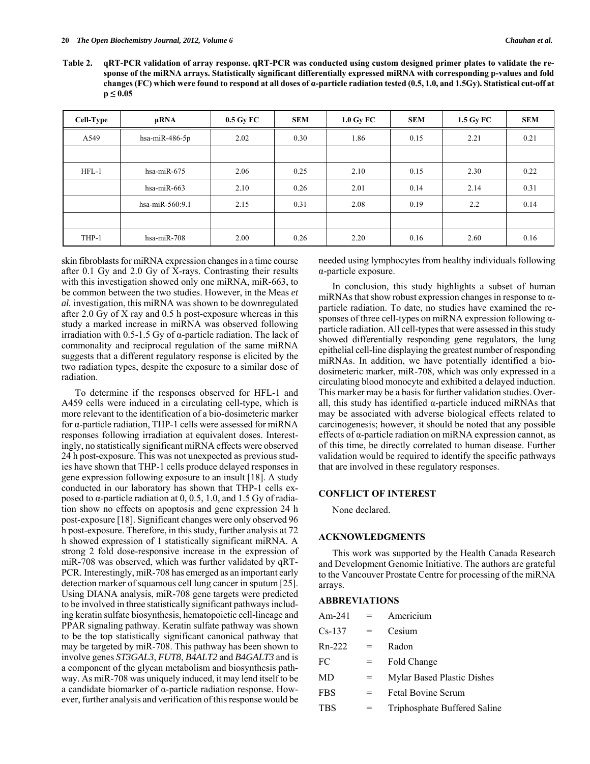**Table 2. qRT-PCR validation of array response. qRT-PCR was conducted using custom designed primer plates to validate the response of the miRNA arrays. Statistically significant differentially expressed miRNA with corresponding p-values and fold changes (FC) which were found to respond at all doses of α-particle radiation tested (0.5, 1.0, and 1.5Gy). Statistical cut-off at $p \leq 0.05$**

| Cell-Type | μRNA | 0.5 Gy FC | SEM | 1.0 Gy FC | SEM | 1.5 Gy FC | SEM |
|---|---|---|---|---|---|---|---|
| A549 | hsa-miR-486-5p | 2.02 | 0.30 | 1.86 | 0.15 | 2.21 | 0.21 |
| | | | | | | | |
| HFL-1 | hsa-miR-675 | 2.06 | 0.25 | 2.10 | 0.15 | 2.30 | 0.22 |
| | hsa-miR-663 | 2.10 | 0.26 | 2.01 | 0.14 | 2.14 | 0.31 |
| | hsa-miR-560:9.1 | 2.15 | 0.31 | 2.08 | 0.19 | 2.2 | 0.14 |
| | | | | | | | |
| THP-1 | hsa-miR-708 | 2.00 | 0.26 | 2.20 | 0.16 | 2.60 | 0.16 |

skin fibroblasts for miRNA expression changes in a time course after 0.1 Gy and 2.0 Gy of X-rays. Contrasting their results with this investigation showed only one miRNA, miR-663, to be common between the two studies. However, in the Meas *et al.* investigation, this miRNA was shown to be downregulated after 2.0 Gy of X ray and 0.5 h post-exposure whereas in this study a marked increase in miRNA was observed following irradiation with 0.5-1.5 Gy of α-particle radiation. The lack of commonality and reciprocal regulation of the same miRNA suggests that a different regulatory response is elicited by the two radiation types, despite the exposure to a similar dose of radiation.

To determine if the responses observed for HFL-1 and A459 cells were induced in a circulating cell-type, which is more relevant to the identification of a bio-dosimeteric marker for α-particle radiation, THP-1 cells were assessed for miRNA responses following irradiation at equivalent doses. Interestingly, no statistically significant miRNA effects were observed 24 h post-exposure. This was not unexpected as previous studies have shown that THP-1 cells produce delayed responses in gene expression following exposure to an insult [18]. A study conducted in our laboratory has shown that THP-1 cells exposed to α-particle radiation at 0, 0.5, 1.0, and 1.5 Gy of radiation show no effects on apoptosis and gene expression 24 h post-exposure [18]. Significant changes were only observed 96 h post-exposure. Therefore, in this study, further analysis at 72 h showed expression of 1 statistically significant miRNA. A strong 2 fold dose-responsive increase in the expression of miR-708 was observed, which was further validated by qRT-PCR. Interestingly, miR-708 has emerged as an important early detection marker of squamous cell lung cancer in sputum [25]. Using DIANA analysis, miR-708 gene targets were predicted to be involved in three statistically significant pathways including keratin sulfate biosynthesis, hematopoietic cell-lineage and PPAR signaling pathway. Keratin sulfate pathway was shown to be the top statistically significant canonical pathway that may be targeted by miR-708. This pathway has been shown to involve genes *ST3GAL3*, *FUT8*, *B4ALT2* and *B4GALT3* and is a component of the glycan metabolism and biosynthesis pathway. As miR-708 was uniquely induced, it may lend itself to be a candidate biomarker of α-particle radiation response. However, further analysis and verification of this response would be needed using lymphocytes from healthy individuals following α-particle exposure.

In conclusion, this study highlights a subset of human miRNAs that show robust expression changes in response to α-particle radiation. To date, no studies have examined the responses of three cell-types on miRNA expression following α-particle radiation. All cell-types that were assessed in this study showed differentially responding gene regulators, the lung epithelial cell-line displaying the greatest number of responding miRNAs. In addition, we have potentially identified a bio-dosimeteric marker, miR-708, which was only expressed in a circulating blood monocyte and exhibited a delayed induction. This marker may be a basis for further validation studies. Overall, this study has identified α-particle induced miRNAs that may be associated with adverse biological effects related to carcinogenesis; however, it should be noted that any possible effects of α-particle radiation on miRNA expression cannot, as of this time, be directly correlated to human disease. Further validation would be required to identify the specific pathways that are involved in these regulatory responses.

## CONFLICT OF INTEREST

None declared.

## ACKNOWLEDGMENTS

This work was supported by the Health Canada Research and Development Genomic Initiative. The authors are grateful to the Vancouver Prostate Centre for processing of the miRNA arrays.

## ABBREVIATIONS

| | | |
|---|---|---|
| Am-241 | = | Americium |
| Cs-137 | = | Cesium |
| Rn-222 | = | Radon |
| FC | = | Fold Change |
| MD | = | Mylar Based Plastic Dishes |
| FBS | = | Fetal Bovine Serum |
| TBS | = | Triphosphate Buffered Saline |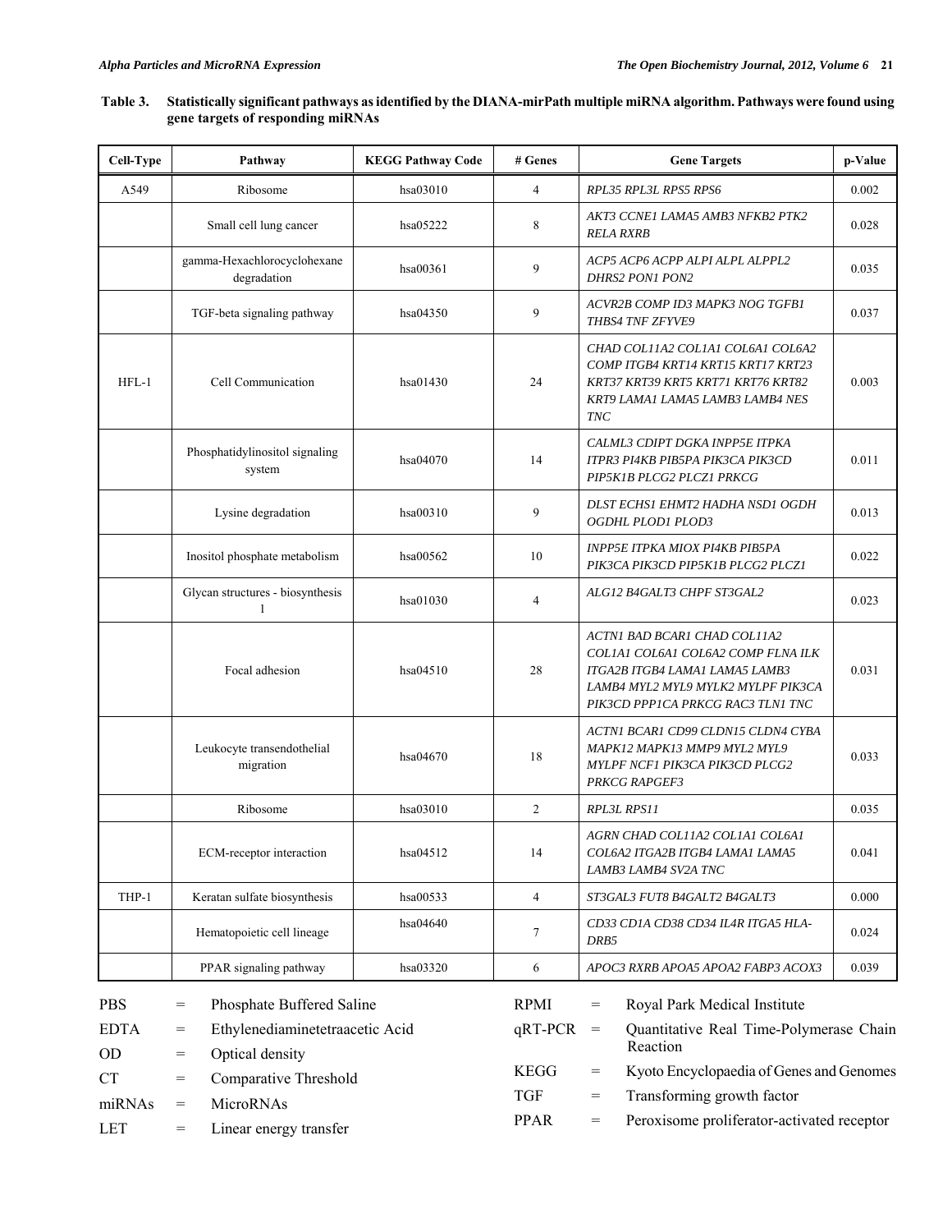**Table 3. Statistically significant pathways as identified by the DIANA-mirPath multiple miRNA algorithm. Pathways were found using gene targets of responding miRNAs**

| Cell-Type | Pathway | KEGG Pathway Code | # Genes | Gene Targets | p-Value |
|---|---|---|---|---|---|
| A549 | Ribosome | hsa03010 | 4 | *RPL35 RPL3L RPS5 RPS6* | 0.002 |
| | Small cell lung cancer | hsa05222 | 8 | *AKT3 CCNE1 LAMA5 AMB3 NFKB2 PTK2 RELA RXRB* | 0.028 |
| | gamma-Hexachlorocyclohexane degradation | hsa00361 | 9 | *ACP5 ACP6 ACPP ALPI ALPL ALPPL2 DHRS2 PON1 PON2* | 0.035 |
| | TGF-beta signaling pathway | hsa04350 | 9 | *ACVR2B COMP ID3 MAPK3 NOG TGFB1 THBS4 TNF ZFYVE9* | 0.037 |
| HFL-1 | Cell Communication | hsa01430 | 24 | *CHAD COL11A2 COL1A1 COL6A1 COL6A2 COMP ITGB4 KRT14 KRT15 KRT17 KRT23 KRT37 KRT39 KRT5 KRT71 KRT76 KRT82 KRT9 LAMA1 LAMA5 LAMB3 LAMB4 NES TNC* | 0.003 |
| | Phosphatidylinositol signaling system | hsa04070 | 14 | *CALML3 CDIPT DGKA INPP5E ITPKA ITPR3 PI4KB PIB5PA PIK3CA PIK3CD PIP5K1B PLCG2 PLCZ1 PRKCG* | 0.011 |
| | Lysine degradation | hsa00310 | 9 | *DLST ECHS1 EHMT2 HADHA NSD1 OGDH OGDHL PLOD1 PLOD3* | 0.013 |
| | Inositol phosphate metabolism | hsa00562 | 10 | *INPP5E ITPKA MIOX PI4KB PIB5PA PIK3CA PIK3CD PIP5K1B PLCG2 PLCZ1* | 0.022 |
| | Glycan structures - biosynthesis 1 | hsa01030 | 4 | *ALG12 B4GALT3 CHPF ST3GAL2* | 0.023 |
| | Focal adhesion | hsa04510 | 28 | *ACTN1 BAD BCAR1 CHAD COL11A2 COL1A1 COL6A1 COL6A2 COMP FLNA ILK ITGA2B ITGB4 LAMA1 LAMA5 LAMB3 LAMB4 MYL2 MYL9 MYLK2 MYLPF PIK3CA PIK3CD PPP1CA PRKCG RAC3 TLN1 TNC* | 0.031 |
| | Leukocyte transendothelial migration | hsa04670 | 18 | *ACTN1 BCAR1 CD99 CLDN15 CLDN4 CYBA MAPK12 MAPK13 MMP9 MYL2 MYL9 MYLPF NCF1 PIK3CA PIK3CD PLCG2 PRKCG RAPGEF3* | 0.033 |
| | Ribosome | hsa03010 | 2 | *RPL3L RPS11* | 0.035 |
| | ECM-receptor interaction | hsa04512 | 14 | *AGRN CHAD COL11A2 COL1A1 COL6A1 COL6A2 ITGA2B ITGB4 LAMA1 LAMA5 LAMB3 LAMB4 SV2A TNC* | 0.041 |
| THP-1 | Keratan sulfate biosynthesis | hsa00533 | 4 | *ST3GAL3 FUT8 B4GALT2 B4GALT3* | 0.000 |
| | Hematopoietic cell lineage | hsa04640 | 7 | *CD33 CD1A CD38 CD34 IL4R ITGA5 HLA-DRB5* | 0.024 |
| | PPAR signaling pathway | hsa03320 | 6 | *APOC3 RXRB APOA5 APOA2 FABP3 ACOX3* | 0.039 |

PBS = Phosphate Buffered Saline
EDTA = Ethylenediaminetetraacetic Acid
OD = Optical density
CT = Comparative Threshold
miRNAs = MicroRNAs
LET = Linear energy transfer
RPMI = Royal Park Medical Institute
qRT-PCR = Quantitative Real Time-Polymerase Chain Reaction
KEGG = Kyoto Encyclopaedia of Genes and Genomes
TGF = Transforming growth factor
PPAR = Peroxisome proliferator-activated receptor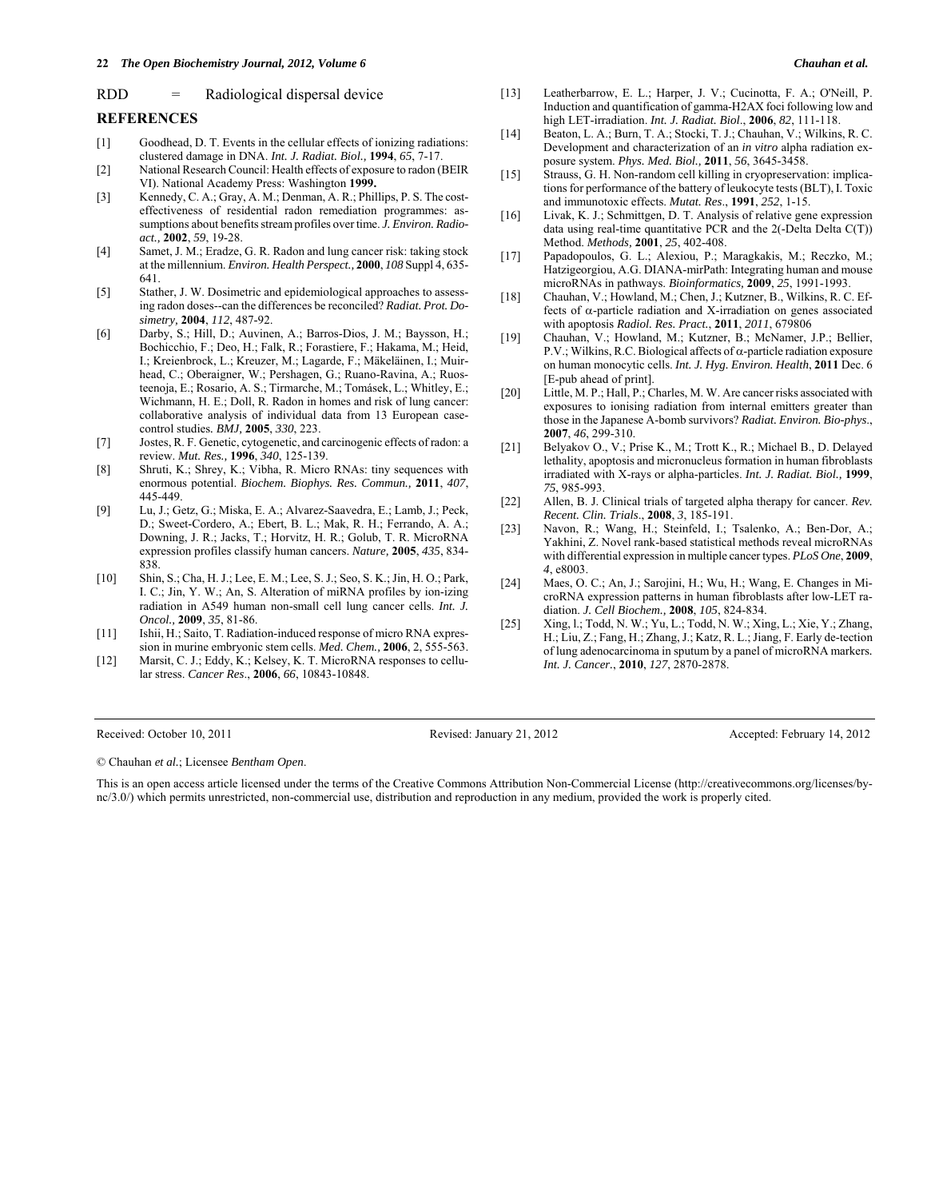RDD = Radiological dispersal device

## REFERENCES

[1] Goodhead, D. T. Events in the cellular effects of ionizing radiations: clustered damage in DNA. *Int. J. Radiat. Biol.,* **1994**, *65*, 7-17.

[2] National Research Council: Health effects of exposure to radon (BEIR VI). National Academy Press: Washington **1999.**

[3] Kennedy, C. A.; Gray, A. M.; Denman, A. R.; Phillips, P. S. The cost-effectiveness of residential radon remediation programmes: assumptions about benefits stream profiles over time. *J. Environ. Radioact.,* **2002**, *59*, 19-28.

[4] Samet, J. M.; Eradze, G. R. Radon and lung cancer risk: taking stock at the millennium. *Environ. Health Perspect.,* **2000**, *108* Suppl 4, 635-641.

[5] Stather, J. W. Dosimetric and epidemiological approaches to assessing radon doses--can the differences be reconciled? *Radiat. Prot. Dosimetry,* **2004**, *112*, 487-92.

[6] Darby, S.; Hill, D.; Auvinen, A.; Barros-Dios, J. M.; Baysson, H.; Bochicchio, F.; Deo, H.; Falk, R.; Forastiere, F.; Hakama, M.; Heid, I.; Kreienbrock, L.; Kreuzer, M.; Lagarde, F.; Mäkeläinen, I.; Muirhead, C.; Oberaigner, W.; Pershagen, G.; Ruano-Ravina, A.; Ruosteenoja, E.; Rosario, A. S.; Tirmarche, M.; Tomásek, L.; Whitley, E.; Wichmann, H. E.; Doll, R. Radon in homes and risk of lung cancer: collaborative analysis of individual data from 13 European case-control studies. *BMJ,* **2005**, *330*, 223.

[7] Jostes, R. F. Genetic, cytogenetic, and carcinogenic effects of radon: a review. *Mut. Res.,* **1996**, *340*, 125-139.

[8] Shruti, K.; Shrey, K.; Vibha, R. Micro RNAs: tiny sequences with enormous potential. *Biochem. Biophys. Res. Commun.,* **2011**, *407*, 445-449.

[9] Lu, J.; Getz, G.; Miska, E. A.; Alvarez-Saavedra, E.; Lamb, J.; Peck, D.; Sweet-Cordero, A.; Ebert, B. L.; Mak, R. H.; Ferrando, A. A.; Downing, J. R.; Jacks, T.; Horvitz, H. R.; Golub, T. R. MicroRNA expression profiles classify human cancers. *Nature,* **2005**, *435*, 834-838.

[10] Shin, S.; Cha, H. J.; Lee, E. M.; Lee, S. J.; Seo, S. K.; Jin, H. O.; Park, I. C.; Jin, Y. W.; An, S. Alteration of miRNA profiles by ion-izing radiation in A549 human non-small cell lung cancer cells. *Int. J. Oncol.,* **2009**, *35*, 81-86.

[11] Ishii, H.; Saito, T. Radiation-induced response of micro RNA expression in murine embryonic stem cells. *Med. Chem.,* **2006**, 2, 555-563.

[12] Marsit, C. J.; Eddy, K.; Kelsey, K. T. MicroRNA responses to cellular stress. *Cancer Res*., **2006**, *66*, 10843-10848.

[13] Leatherbarrow, E. L.; Harper, J. V.; Cucinotta, F. A.; O'Neill, P. Induction and quantification of gamma-H2AX foci following low and high LET-irradiation. *Int. J. Radiat. Biol*., **2006**, *82*, 111-118.

[14] Beaton, L. A.; Burn, T. A.; Stocki, T. J.; Chauhan, V.; Wilkins, R. C. Development and characterization of an *in vitro* alpha radiation exposure system. *Phys. Med. Biol.,* **2011**, *56*, 3645-3458.

[15] Strauss, G. H. Non-random cell killing in cryopreservation: implications for performance of the battery of leukocyte tests (BLT), I. Toxic and immunotoxic effects. *Mutat. Res*., **1991**, *252*, 1-15.

[16] Livak, K. J.; Schmittgen, D. T. Analysis of relative gene expression data using real-time quantitative PCR and the 2(-Delta Delta C(T)) Method. *Methods*, **2001**, *25*, 402-408.

[17] Papadopoulos, G. L.; Alexiou, P.; Maragkakis, M.; Reczko, M.; Hatzigeorgiou, A.G. DIANA-mirPath: Integrating human and mouse microRNAs in pathways. *Bioinformatics,* **2009**, *25*, 1991-1993.

[18] Chauhan, V.; Howland, M.; Chen, J.; Kutzner, B., Wilkins, R. C. Effects of $\alpha$-particle radiation and X-irradiation on genes associated with apoptosis *Radiol. Res. Pract.*, **2011**, *2011*, 679806

[19] Chauhan, V.; Howland, M.; Kutzner, B.; McNamer, J.P.; Bellier, P.V.; Wilkins, R.C. Biological affects of $\alpha$-particle radiation exposure on human monocytic cells. *Int. J. Hyg. Environ. Health*, **2011** Dec. 6 [E-pub ahead of print].

[20] Little, M. P.; Hall, P.; Charles, M. W. Are cancer risks associated with exposures to ionising radiation from internal emitters greater than those in the Japanese A-bomb survivors? *Radiat. Environ. Bio-phys*., **2007**, *46*, 299-310.

[21] Belyakov O., V.; Prise K., M.; Trott K., R.; Michael B., D. Delayed lethality, apoptosis and micronucleus formation in human fibroblasts irradiated with X-rays or alpha-particles. *Int. J. Radiat. Biol.,* **1999**, *75*, 985-993.

[22] Allen, B. J. Clinical trials of targeted alpha therapy for cancer. *Rev. Recent. Clin. Trials*., **2008**, *3*, 185-191.

[23] Navon, R.; Wang, H.; Steinfeld, I.; Tsalenko, A.; Ben-Dor, A.; Yakhini, Z. Novel rank-based statistical methods reveal microRNAs with differential expression in multiple cancer types. *PLoS One*, **2009**, *4*, e8003.

[24] Maes, O. C.; An, J.; Sarojini, H.; Wu, H.; Wang, E. Changes in MicroRNA expression patterns in human fibroblasts after low-LET radiation. *J. Cell Biochem.,* **2008**, *105*, 824-834.

[25] Xing, l.; Todd, N. W.; Yu, L.; Todd, N. W.; Xing, L.; Xie, Y.; Zhang, H.; Liu, Z.; Fang, H.; Zhang, J.; Katz, R. L.; Jiang, F. Early de-tection of lung adenocarcinoma in sputum by a panel of microRNA markers. *Int. J. Cancer.*, **2010**, *127*, 2870-2878.

Received: October 10, 2011 Revised: January 21, 2012 Accepted: February 14, 2012

© Chauhan *et al.*; Licensee *Bentham Open*.

This is an open access article licensed under the terms of the Creative Commons Attribution Non-Commercial License (http://creativecommons.org/licenses/by-nc/3.0/) which permits unrestricted, non-commercial use, distribution and reproduction in any medium, provided the work is properly cited.